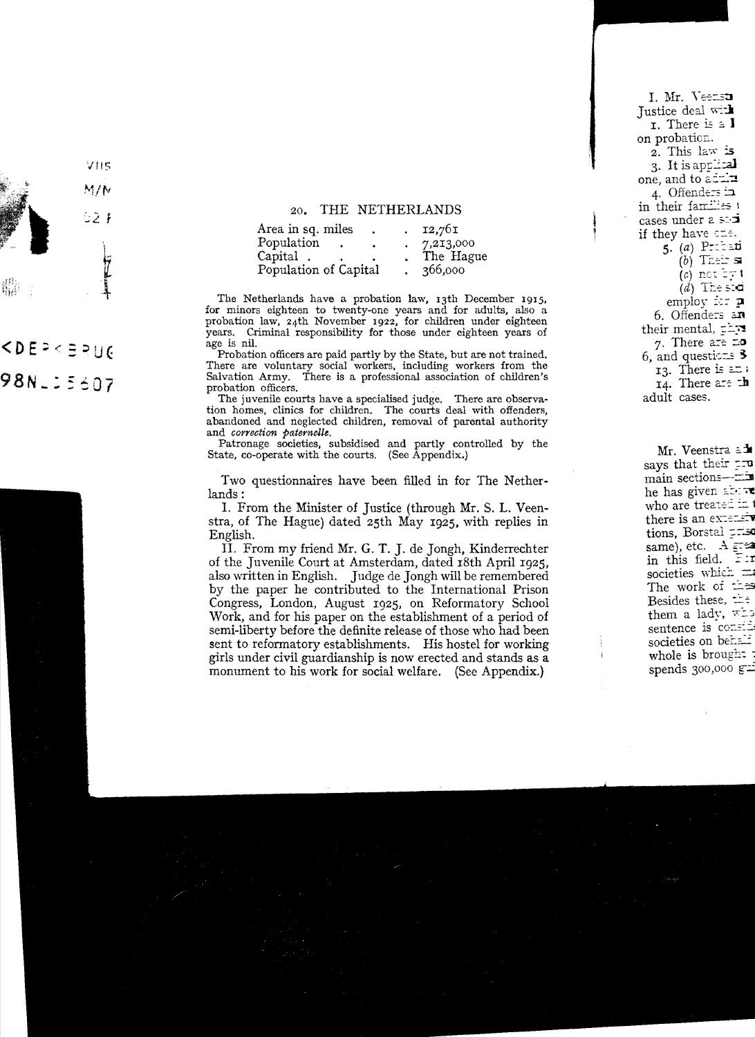## 20. THE NETHERLANDS

| | |
|---|---|
| Area in sq. miles | 12,761 |
| Population | 7,213,000 |
| Capital | The Hague |
| Population of Capital | 366,000 |

The Netherlands have a probation law, 13th December 1915, for minors eighteen to twenty-one years and for adults, also a probation law, 24th November 1922, for children under eighteen years. Criminal responsibility for those under eighteen years of age is nil.

Probation officers are paid partly by the State, but are not trained. There are voluntary social workers, including workers from the Salvation Army. There is a professional association of children's probation officers.

The juvenile courts have a specialised judge. There are observation homes, clinics for children. The courts deal with offenders, abandoned and neglected children, removal of parental authority and *correction paternelle*.

Patronage societies, subsidised and partly controlled by the State, co-operate with the courts. (See Appendix.)

Two questionnaires have been filled in for The Netherlands:

I. From the Minister of Justice (through Mr. S. L. Veenstra, of The Hague) dated 25th May 1925, with replies in English.

II. From my friend Mr. G. T. J. de Jongh, Kinderrechter of the Juvenile Court at Amsterdam, dated 18th April 1925, also written in English. Judge de Jongh will be remembered by the paper he contributed to the International Prison Congress, London, August 1925, on Reformatory School Work, and for his paper on the establishment of a period of semi-liberty before the definite release of those who had been sent to reformatory establishments. His hostel for working girls under civil guardianship is now erected and stands as a monument to his work for social welfare. (See Appendix.)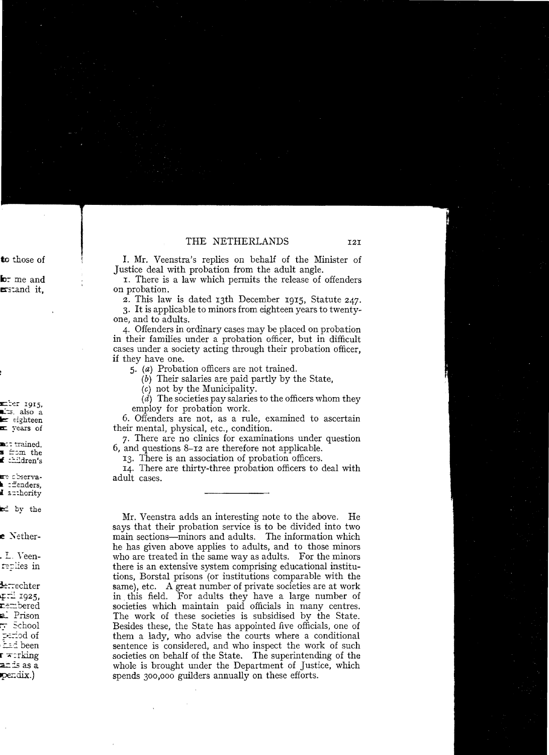I. Mr. Veenstra's replies on behalf of the Minister of Justice deal with probation from the adult angle.

1. There is a law which permits the release of offenders on probation.

2. This law is dated 13th December 1915, Statute 247.

3. It is applicable to minors from eighteen years to twenty-one, and to adults.

4. Offenders in ordinary cases may be placed on probation in their families under a probation officer, but in difficult cases under a society acting through their probation officer, if they have one.

5. (*a*) Probation officers are not trained.

(*b*) Their salaries are paid partly by the State,

(*c*) not by the Municipality.

(*d*) The societies pay salaries to the officers whom they employ for probation work.

6. Offenders are not, as a rule, examined to ascertain their mental, physical, etc., condition.

7. There are no clinics for examinations under question 6, and questions 8–12 are therefore not applicable.

13. There is an association of probation officers.

14. There are thirty-three probation officers to deal with adult cases.

---

Mr. Veenstra adds an interesting note to the above. He says that their probation service is to be divided into two main sections—minors and adults. The information which he has given above applies to adults, and to those minors who are treated in the same way as adults. For the minors there is an extensive system comprising educational institutions, Borstal prisons (or institutions comparable with the same), etc. A great number of private societies are at work in this field. For adults they have a large number of societies which maintain paid officials in many centres. The work of these societies is subsidised by the State. Besides these, the State has appointed five officials, one of them a lady, who advise the courts where a conditional sentence is considered, and who inspect the work of such societies on behalf of the State. The superintending of the whole is brought under the Department of Justice, which spends 300,000 guilders annually on these efforts.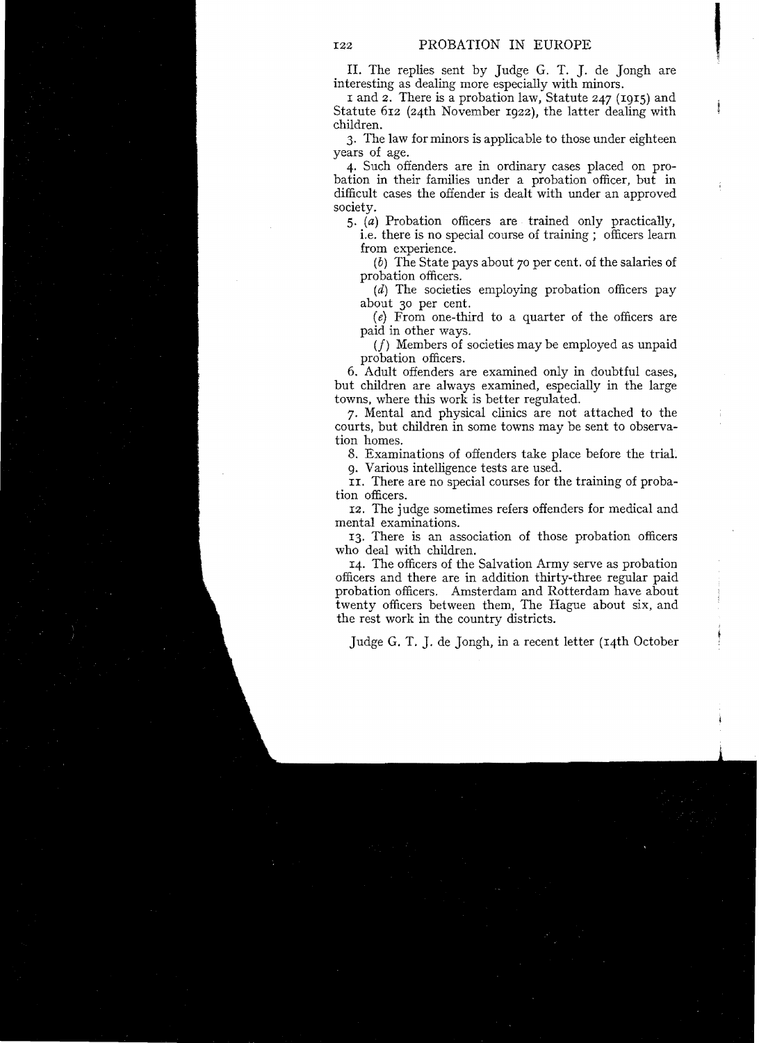II. The replies sent by Judge G. T. J. de Jongh are interesting as dealing more especially with minors.

1 and 2. There is a probation law, Statute 247 (1915) and Statute 612 (24th November 1922), the latter dealing with children.

3. The law for minors is applicable to those under eighteen years of age.

4. Such offenders are in ordinary cases placed on probation in their families under a probation officer, but in difficult cases the offender is dealt with under an approved society.

5. (*a*) Probation officers are trained only practically, i.e. there is no special course of training; officers learn from experience.

(*b*) The State pays about 70 per cent. of the salaries of probation officers.

(*d*) The societies employing probation officers pay about 30 per cent.

(*e*) From one-third to a quarter of the officers are paid in other ways.

(*f*) Members of societies may be employed as unpaid probation officers.

6. Adult offenders are examined only in doubtful cases, but children are always examined, especially in the large towns, where this work is better regulated.

7. Mental and physical clinics are not attached to the courts, but children in some towns may be sent to observation homes.

8. Examinations of offenders take place before the trial.

9. Various intelligence tests are used.

11. There are no special courses for the training of probation officers.

12. The judge sometimes refers offenders for medical and mental examinations.

13. There is an association of those probation officers who deal with children.

14. The officers of the Salvation Army serve as probation officers and there are in addition thirty-three regular paid probation officers. Amsterdam and Rotterdam have about twenty officers between them, The Hague about six, and the rest work in the country districts.

Judge G. T. J. de Jongh, in a recent letter (14th October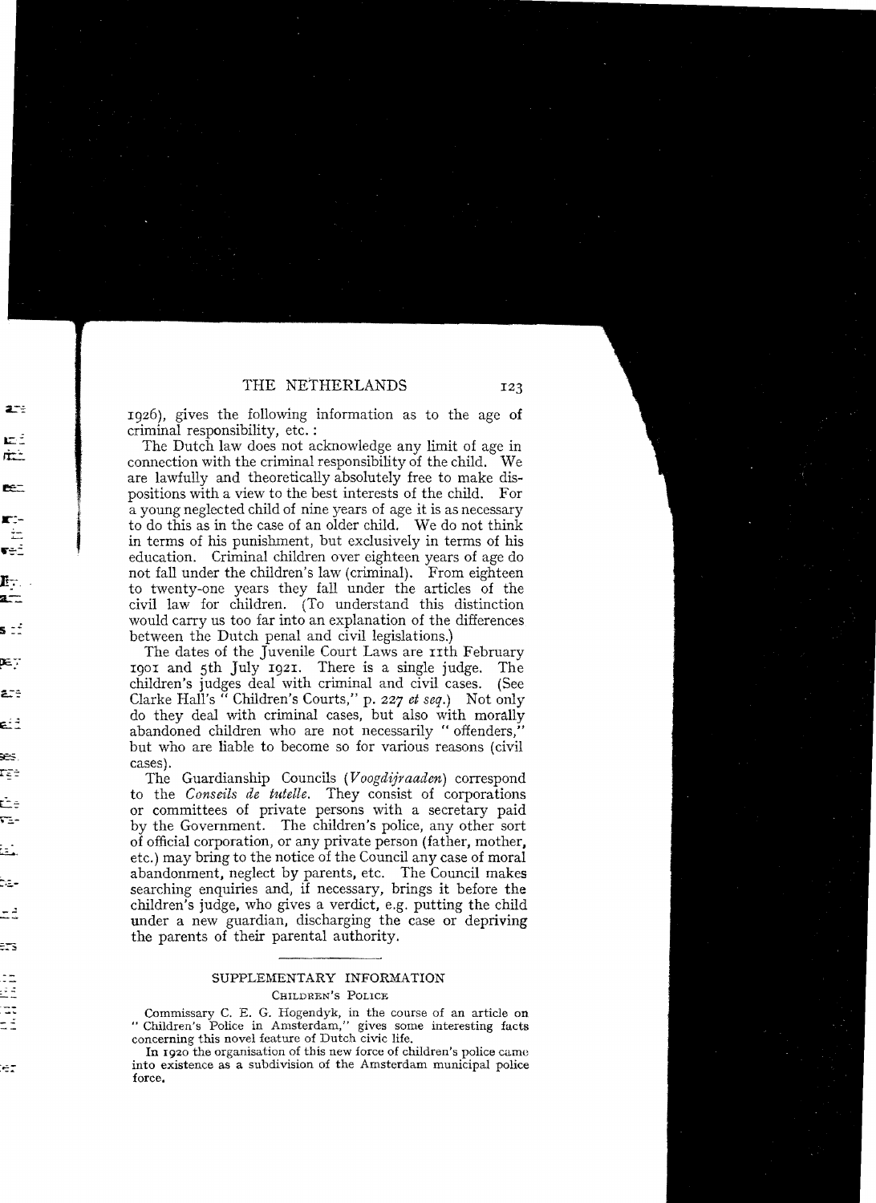1926), gives the following information as to the age of criminal responsibility, etc. :

The Dutch law does not acknowledge any limit of age in connection with the criminal responsibility of the child. We are lawfully and theoretically absolutely free to make dispositions with a view to the best interests of the child. For a young neglected child of nine years of age it is as necessary to do this as in the case of an older child. We do not think in terms of his punishment, but exclusively in terms of his education. Criminal children over eighteen years of age do not fall under the children's law (criminal). From eighteen to twenty-one years they fall under the articles of the civil law for children. (To understand this distinction would carry us too far into an explanation of the differences between the Dutch penal and civil legislations.)

The dates of the Juvenile Court Laws are 11th February 1901 and 5th July 1921. There is a single judge. The children's judges deal with criminal and civil cases. (See Clarke Hall's " Children's Courts," p. 227 *et seq.*) Not only do they deal with criminal cases, but also with morally abandoned children who are not necessarily " offenders," but who are liable to become so for various reasons (civil cases).

The Guardianship Councils (*Voogdijraaden*) correspond to the *Conseils de tutelle*. They consist of corporations or committees of private persons with a secretary paid by the Government. The children's police, any other sort of official corporation, or any private person (father, mother, etc.) may bring to the notice of the Council any case of moral abandonment, neglect by parents, etc. The Council makes searching enquiries and, if necessary, brings it before the children's judge, who gives a verdict, e.g. putting the child under a new guardian, discharging the case or depriving the parents of their parental authority.

---

## SUPPLEMENTARY INFORMATION

### CHILDREN'S POLICE

Commissary C. E. G. Hogendyk, in the course of an article on " Children's Police in Amsterdam," gives some interesting facts concerning this novel feature of Dutch civic life.

In 1920 the organisation of this new force of children's police came into existence as a subdivision of the Amsterdam municipal police force.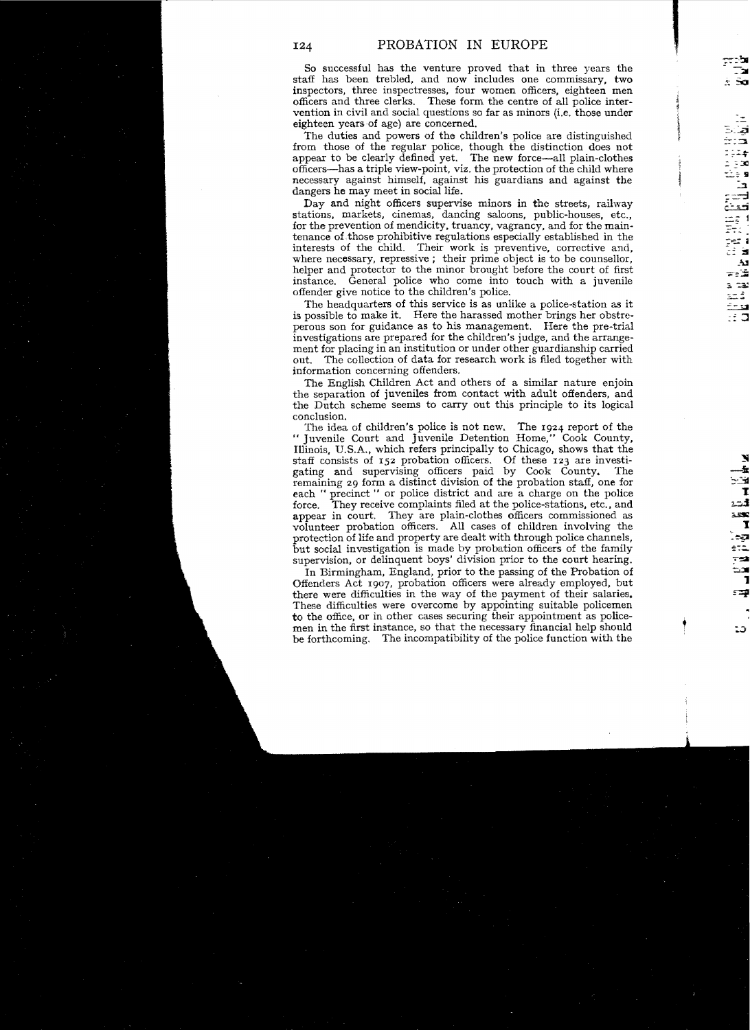So successful has the venture proved that in three years the staff has been trebled, and now includes one commissary, two inspectors, three inspectresses, four women officers, eighteen men officers and three clerks. These form the centre of all police intervention in civil and social questions so far as minors (i.e. those under eighteen years of age) are concerned.

The duties and powers of the children's police are distinguished from those of the regular police, though the distinction does not appear to be clearly defined yet. The new force—all plain-clothes officers—has a triple view-point, viz. the protection of the child where necessary against himself, against his guardians and against the dangers he may meet in social life.

Day and night officers supervise minors in the streets, railway stations, markets, cinemas, dancing saloons, public-houses, etc., for the prevention of mendicity, truancy, vagrancy, and for the maintenance of those prohibitive regulations especially established in the interests of the child. Their work is preventive, corrective and, where necessary, repressive; their prime object is to be counsellor, helper and protector to the minor brought before the court of first instance. General police who come into touch with a juvenile offender give notice to the children's police.

The headquarters of this service is as unlike a police-station as it is possible to make it. Here the harassed mother brings her obstreperous son for guidance as to his management. Here the pre-trial investigations are prepared for the children's judge, and the arrangement for placing in an institution or under other guardianship carried out. The collection of data for research work is filed together with information concerning offenders.

The English Children Act and others of a similar nature enjoin the separation of juveniles from contact with adult offenders, and the Dutch scheme seems to carry out this principle to its logical conclusion.

The idea of children's police is not new. The 1924 report of the "Juvenile Court and Juvenile Detention Home," Cook County, Illinois, U.S.A., which refers principally to Chicago, shows that the staff consists of 152 probation officers. Of these 123 are investigating and supervising officers paid by Cook County. The remaining 29 form a distinct division of the probation staff, one for each "precinct" or police district and are a charge on the police force. They receive complaints filed at the police-stations, etc., and appear in court. They are plain-clothes officers commissioned as volunteer probation officers. All cases of children involving the protection of life and property are dealt with through police channels, but social investigation is made by probation officers of the family supervision, or delinquent boys' division prior to the court hearing.

In Birmingham, England, prior to the passing of the Probation of Offenders Act 1907, probation officers were already employed, but there were difficulties in the way of the payment of their salaries. These difficulties were overcome by appointing suitable policemen to the office, or in other cases securing their appointment as policemen in the first instance, so that the necessary financial help should be forthcoming. The incompatibility of the police function with the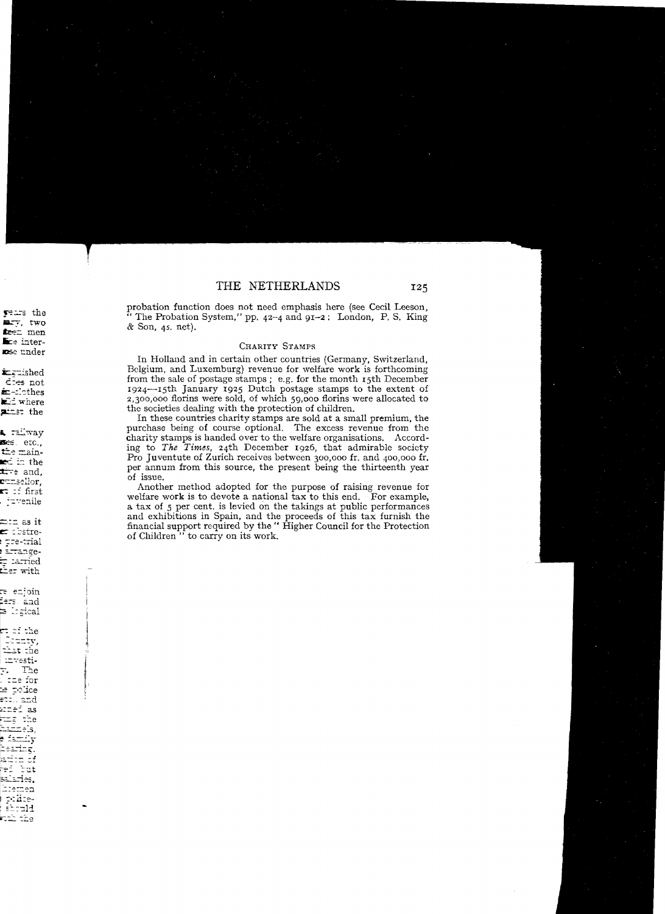probation function does not need emphasis here (see Cecil Leeson, "The Probation System," pp. 42–4 and 91–2: London, P. S. King & Son, 4s. net).

## Charity Stamps

In Holland and in certain other countries (Germany, Switzerland, Belgium, and Luxemburg) revenue for welfare work is forthcoming from the sale of postage stamps; e.g. for the month 15th December 1924—15th January 1925 Dutch postage stamps to the extent of 2,300,000 florins were sold, of which 59,000 florins were allocated to the societies dealing with the protection of children.

In these countries charity stamps are sold at a small premium, the purchase being of course optional. The excess revenue from the charity stamps is handed over to the welfare organisations. According to *The Times*, 24th December 1926, that admirable society Pro Juventute of Zurich receives between 300,000 fr. and 400,000 fr. per annum from this source, the present being the thirteenth year of issue.

Another method adopted for the purpose of raising revenue for welfare work is to devote a national tax to this end. For example, a tax of 5 per cent. is levied on the takings at public performances and exhibitions in Spain, and the proceeds of this tax furnish the financial support required by the "Higher Council for the Protection of Children" to carry on its work.